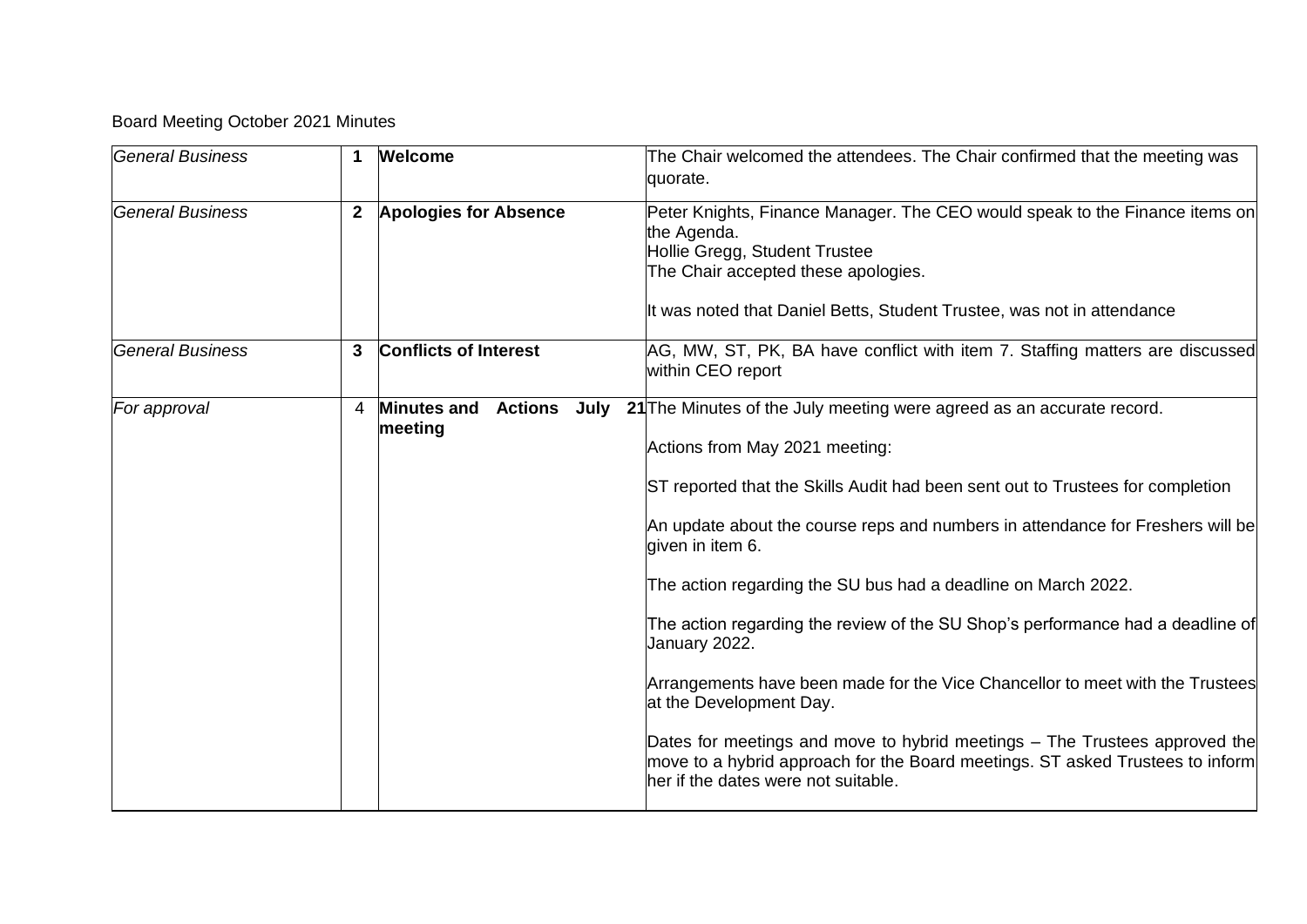Board Meeting October 2021 Minutes

| | | | |
|---|---|---|---|
| *General Business* | **1** | **Welcome** | The Chair welcomed the attendees. The Chair confirmed that the meeting was quorate. |
| *General Business* | **2** | **Apologies for Absence** | Peter Knights, Finance Manager. The CEO would speak to the Finance items on the Agenda.<br>Hollie Gregg, Student Trustee<br>The Chair accepted these apologies.<br><br>It was noted that Daniel Betts, Student Trustee, was not in attendance |
| *General Business* | **3** | **Conflicts of Interest** | AG, MW, ST, PK, BA have conflict with item 7. Staffing matters are discussed within CEO report |
| *For approval* | 4 | **Minutes and Actions July 21 meeting** | The Minutes of the July meeting were agreed as an accurate record.<br><br>Actions from May 2021 meeting:<br><br>ST reported that the Skills Audit had been sent out to Trustees for completion<br><br>An update about the course reps and numbers in attendance for Freshers will be given in item 6.<br><br>The action regarding the SU bus had a deadline on March 2022.<br><br>The action regarding the review of the SU Shop's performance had a deadline of January 2022.<br><br>Arrangements have been made for the Vice Chancellor to meet with the Trustees at the Development Day.<br><br>Dates for meetings and move to hybrid meetings – The Trustees approved the move to a hybrid approach for the Board meetings. ST asked Trustees to inform her if the dates were not suitable. |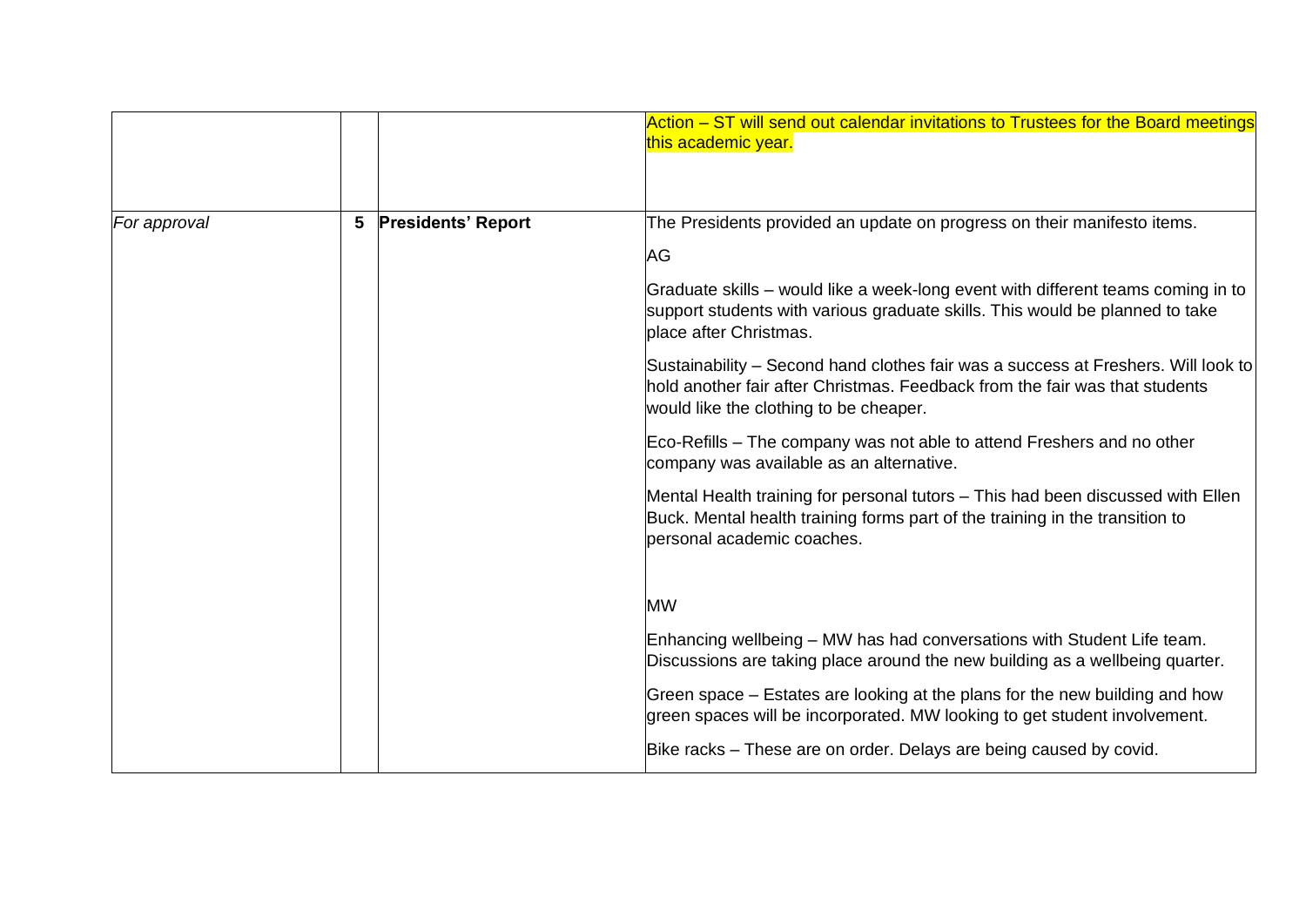| | | | |
|---|---|---|---|
| | | | Action – ST will send out calendar invitations to Trustees for the Board meetings this academic year. |
| *For approval* | **5** | **Presidents' Report** | The Presidents provided an update on progress on their manifesto items.<br><br>AG<br><br>Graduate skills – would like a week-long event with different teams coming in to support students with various graduate skills. This would be planned to take place after Christmas.<br><br>Sustainability – Second hand clothes fair was a success at Freshers. Will look to hold another fair after Christmas. Feedback from the fair was that students would like the clothing to be cheaper.<br><br>Eco-Refills – The company was not able to attend Freshers and no other company was available as an alternative.<br><br>Mental Health training for personal tutors – This had been discussed with Ellen Buck. Mental health training forms part of the training in the transition to personal academic coaches.<br><br>MW<br><br>Enhancing wellbeing – MW has had conversations with Student Life team. Discussions are taking place around the new building as a wellbeing quarter.<br><br>Green space – Estates are looking at the plans for the new building and how green spaces will be incorporated. MW looking to get student involvement.<br><br>Bike racks – These are on order. Delays are being caused by covid. |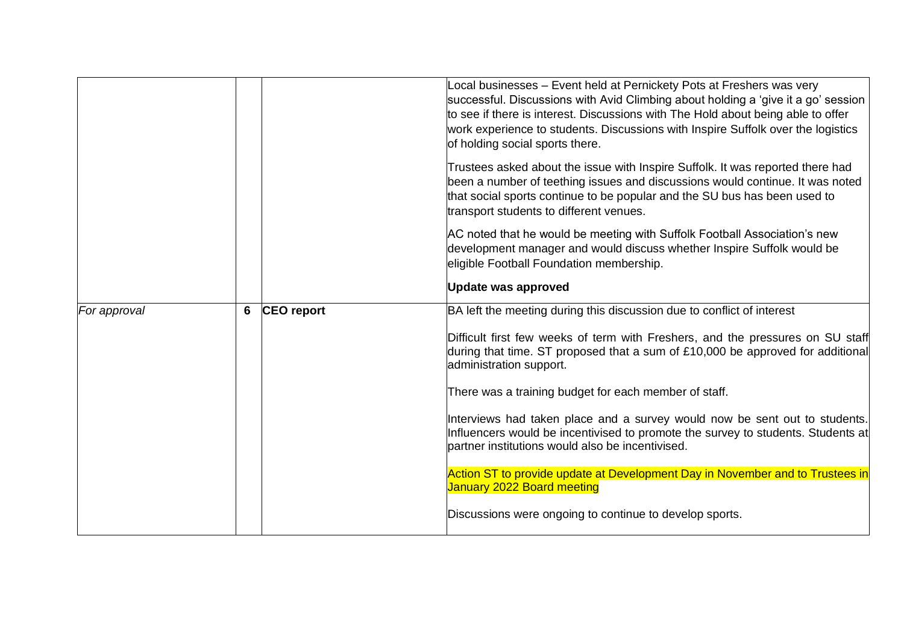|  |  |  |  |
|---|---|---|---|
|  |  |  | Local businesses – Event held at Pernickety Pots at Freshers was very successful. Discussions with Avid Climbing about holding a 'give it a go' session to see if there is interest. Discussions with The Hold about being able to offer work experience to students. Discussions with Inspire Suffolk over the logistics of holding social sports there.<br><br>Trustees asked about the issue with Inspire Suffolk. It was reported there had been a number of teething issues and discussions would continue. It was noted that social sports continue to be popular and the SU bus has been used to transport students to different venues.<br><br>AC noted that he would be meeting with Suffolk Football Association's new development manager and would discuss whether Inspire Suffolk would be eligible Football Foundation membership.<br><br>**Update was approved** |
| *For approval* | 6 | **CEO report** | BA left the meeting during this discussion due to conflict of interest<br><br>Difficult first few weeks of term with Freshers, and the pressures on SU staff during that time. ST proposed that a sum of £10,000 be approved for additional administration support.<br><br>There was a training budget for each member of staff.<br><br>Interviews had taken place and a survey would now be sent out to students. Influencers would be incentivised to promote the survey to students. Students at partner institutions would also be incentivised.<br><br>Action ST to provide update at Development Day in November and to Trustees in January 2022 Board meeting<br><br>Discussions were ongoing to continue to develop sports. |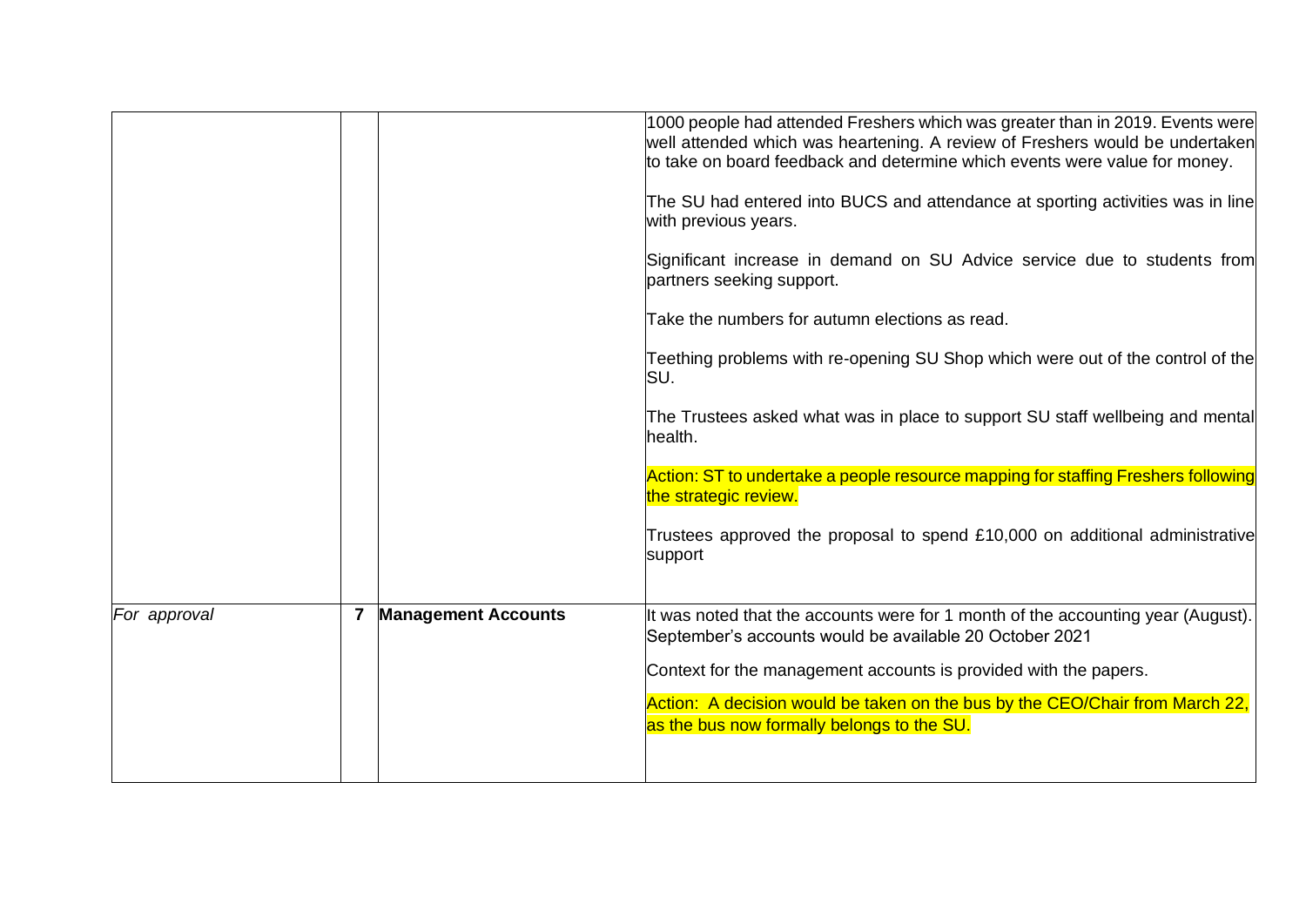| | | | |
|---|---|---|---|
| | | | 1000 people had attended Freshers which was greater than in 2019. Events were well attended which was heartening. A review of Freshers would be undertaken to take on board feedback and determine which events were value for money.<br><br>The SU had entered into BUCS and attendance at sporting activities was in line with previous years.<br><br>Significant increase in demand on SU Advice service due to students from partners seeking support.<br><br>Take the numbers for autumn elections as read.<br><br>Teething problems with re-opening SU Shop which were out of the control of the SU.<br><br>The Trustees asked what was in place to support SU staff wellbeing and mental health.<br><br>Action: ST to undertake a people resource mapping for staffing Freshers following the strategic review.<br><br>Trustees approved the proposal to spend £10,000 on additional administrative support |
| *For approval* | **7** | **Management Accounts** | It was noted that the accounts were for 1 month of the accounting year (August). September's accounts would be available 20 October 2021<br><br>Context for the management accounts is provided with the papers.<br><br>Action: A decision would be taken on the bus by the CEO/Chair from March 22, as the bus now formally belongs to the SU. |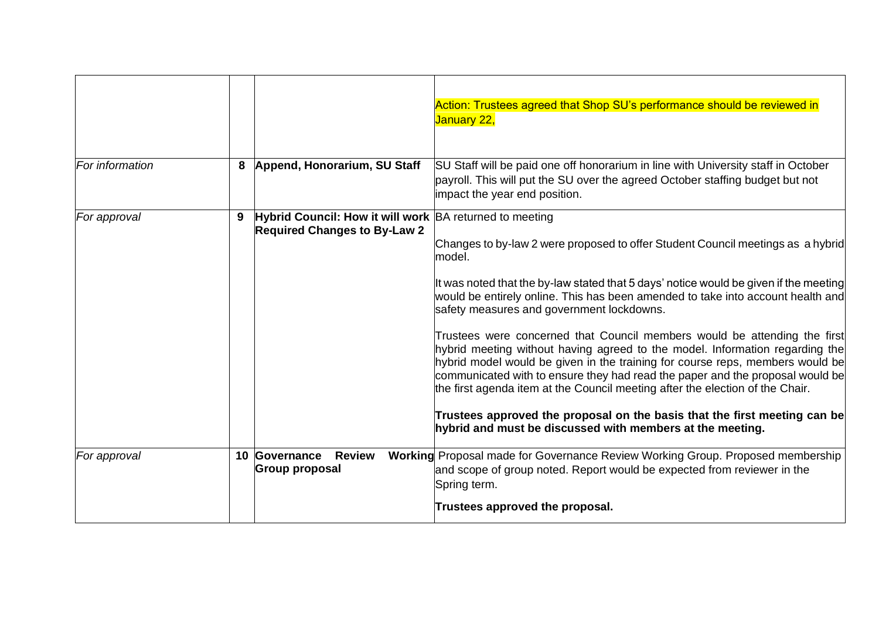|  |  |  |  |
|---|---|---|---|
|  |  |  | Action: Trustees agreed that Shop SU's performance should be reviewed in January 22, |
| *For information* | **8** | **Append, Honorarium, SU Staff** | SU Staff will be paid one off honorarium in line with University staff in October payroll. This will put the SU over the agreed October staffing budget but not impact the year end position. |
| *For approval* | **9** | **Hybrid Council: How it will work Required Changes to By-Law 2** | BA returned to meeting<br><br>Changes to by-law 2 were proposed to offer Student Council meetings as a hybrid model.<br><br>It was noted that the by-law stated that 5 days' notice would be given if the meeting would be entirely online. This has been amended to take into account health and safety measures and government lockdowns.<br><br>Trustees were concerned that Council members would be attending the first hybrid meeting without having agreed to the model. Information regarding the hybrid model would be given in the training for course reps, members would be communicated with to ensure they had read the paper and the proposal would be the first agenda item at the Council meeting after the election of the Chair.<br><br>**Trustees approved the proposal on the basis that the first meeting can be hybrid and must be discussed with members at the meeting.** |
| *For approval* | **10** | **Governance Review Working Group proposal** | Proposal made for Governance Review Working Group. Proposed membership and scope of group noted. Report would be expected from reviewer in the Spring term.<br><br>**Trustees approved the proposal.** |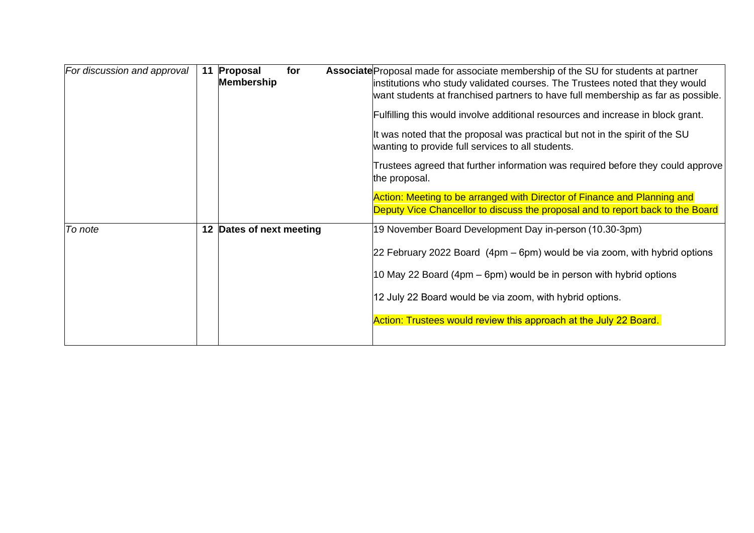| | | | |
|---|---|---|---|
| *For discussion and approval* | 11 | **Proposal for Associate Membership** | Proposal made for associate membership of the SU for students at partner institutions who study validated courses. The Trustees noted that they would want students at franchised partners to have full membership as far as possible.<br><br>Fulfilling this would involve additional resources and increase in block grant.<br><br>It was noted that the proposal was practical but not in the spirit of the SU wanting to provide full services to all students.<br><br>Trustees agreed that further information was required before they could approve the proposal.<br><br>Action: Meeting to be arranged with Director of Finance and Planning and Deputy Vice Chancellor to discuss the proposal and to report back to the Board |
| *To note* | 12 | **Dates of next meeting** | 19 November Board Development Day in-person (10.30-3pm)<br><br>22 February 2022 Board (4pm – 6pm) would be via zoom, with hybrid options<br><br>10 May 22 Board (4pm – 6pm) would be in person with hybrid options<br><br>12 July 22 Board would be via zoom, with hybrid options.<br><br>Action: Trustees would review this approach at the July 22 Board. |